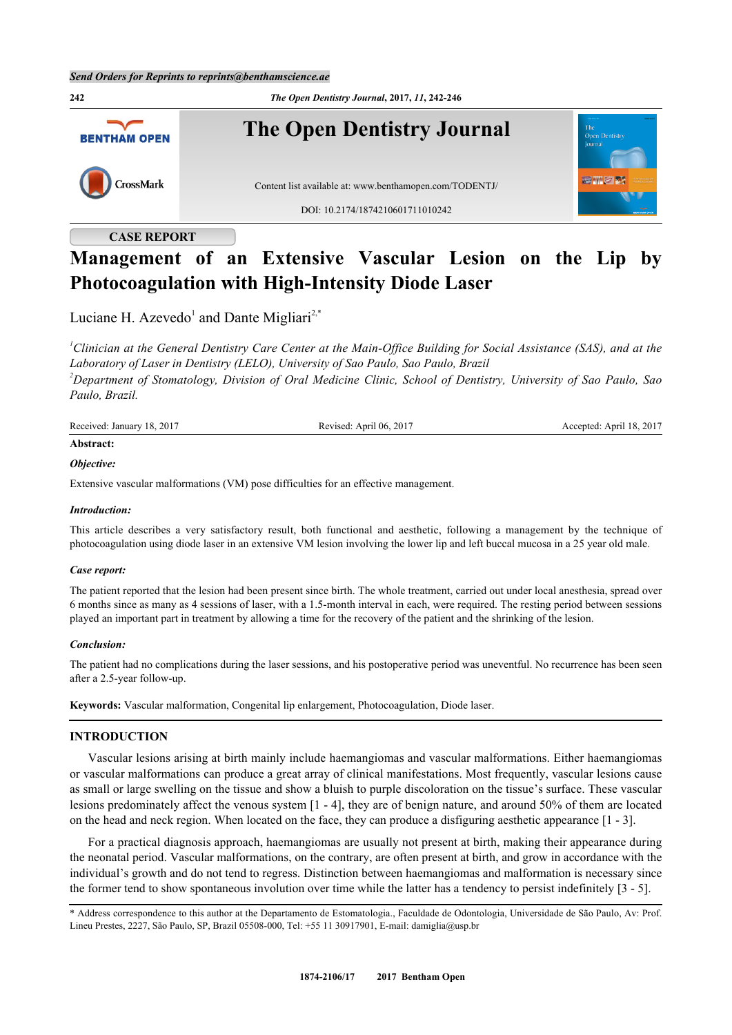Send Orders for Reprints to reprints@benthamscience.ae

**CASE REPORT**

# Management of an Extensive Vascular Lesion on the Lip by Photocoagulation with High-Intensity Diode Laser

Luciane H. Azevedo[1] and Dante Migliari[2,*]

[1] *Clinician at the General Dentistry Care Center at the Main-Office Building for Social Assistance (SAS), and at the Laboratory of Laser in Dentistry (LELO), University of Sao Paulo, Sao Paulo, Brazil*

[2] *Department of Stomatology, Division of Oral Medicine Clinic, School of Dentistry, University of Sao Paulo, Sao Paulo, Brazil.*

Received: January 18, 2017 | Revised: April 06, 2017 | Accepted: April 18, 2017

**Abstract:**

***Objective:***

Extensive vascular malformations (VM) pose difficulties for an effective management.

***Introduction:***

This article describes a very satisfactory result, both functional and aesthetic, following a management by the technique of photocoagulation using diode laser in an extensive VM lesion involving the lower lip and left buccal mucosa in a 25 year old male.

***Case report:***

The patient reported that the lesion had been present since birth. The whole treatment, carried out under local anesthesia, spread over 6 months since as many as 4 sessions of laser, with a 1.5-month interval in each, were required. The resting period between sessions played an important part in treatment by allowing a time for the recovery of the patient and the shrinking of the lesion.

***Conclusion:***

The patient had no complications during the laser sessions, and his postoperative period was uneventful. No recurrence has been seen after a 2.5-year follow-up.

**Keywords:** Vascular malformation, Congenital lip enlargement, Photocoagulation, Diode laser.

## INTRODUCTION

Vascular lesions arising at birth mainly include haemangiomas and vascular malformations. Either haemangiomas or vascular malformations can produce a great array of clinical manifestations. Most frequently, vascular lesions cause as small or large swelling on the tissue and show a bluish to purple discoloration on the tissue's surface. These vascular lesions predominately affect the venous system [1 - 4], they are of benign nature, and around 50% of them are located on the head and neck region. When located on the face, they can produce a disfiguring aesthetic appearance [1 - 3].

For a practical diagnosis approach, haemangiomas are usually not present at birth, making their appearance during the neonatal period. Vascular malformations, on the contrary, are often present at birth, and grow in accordance with the individual's growth and do not tend to regress. Distinction between haemangiomas and malformation is necessary since the former tend to show spontaneous involution over time while the latter has a tendency to persist indefinitely [3 - 5].

* Address correspondence to this author at the Departamento de Estomatologia., Faculdade de Odontologia, Universidade de São Paulo, Av: Prof. Lineu Prestes, 2227, São Paulo, SP, Brazil 05508-000, Tel: +55 11 30917901, E-mail: damiglia@usp.br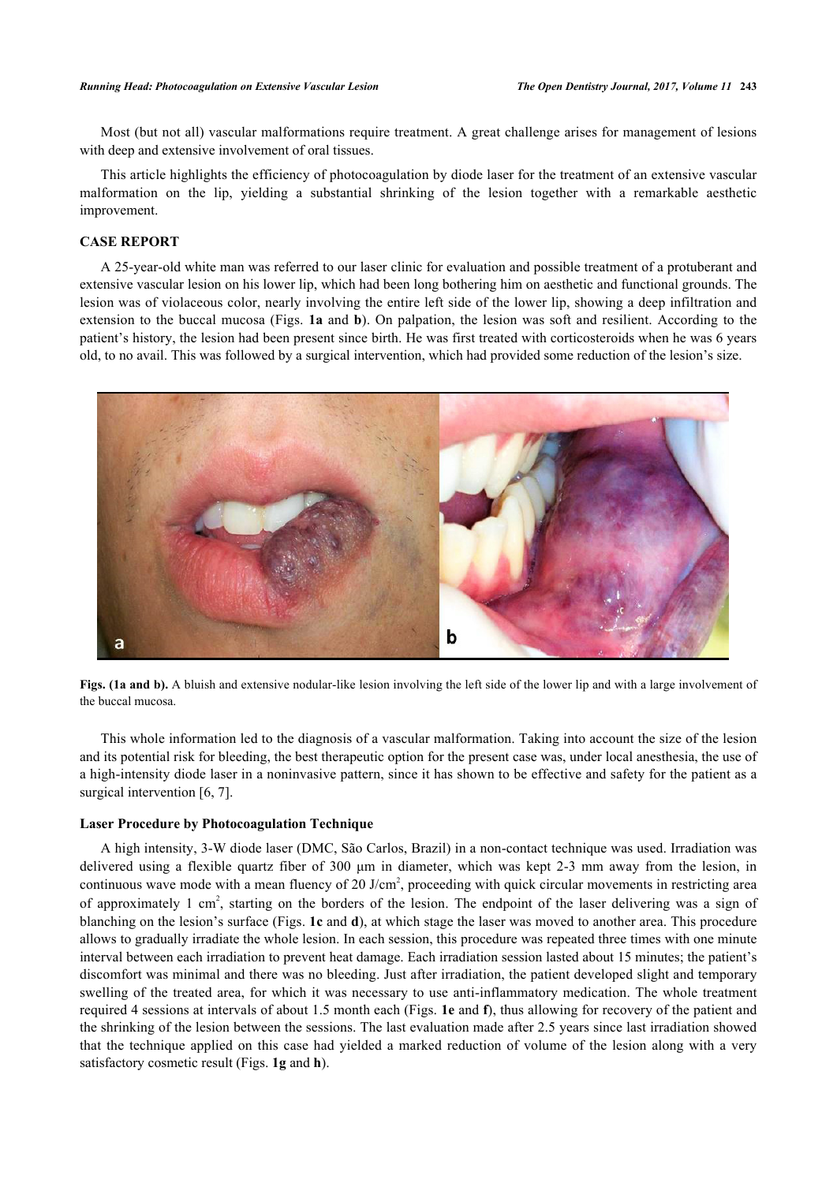Most (but not all) vascular malformations require treatment. A great challenge arises for management of lesions with deep and extensive involvement of oral tissues.

This article highlights the efficiency of photocoagulation by diode laser for the treatment of an extensive vascular malformation on the lip, yielding a substantial shrinking of the lesion together with a remarkable aesthetic improvement.

## CASE REPORT

A 25-year-old white man was referred to our laser clinic for evaluation and possible treatment of a protuberant and extensive vascular lesion on his lower lip, which had been long bothering him on aesthetic and functional grounds. The lesion was of violaceous color, nearly involving the entire left side of the lower lip, showing a deep infiltration and extension to the buccal mucosa (Figs. **1a** and **b**). On palpation, the lesion was soft and resilient. According to the patient's history, the lesion had been present since birth. He was first treated with corticosteroids when he was 6 years old, to no avail. This was followed by a surgical intervention, which had provided some reduction of the lesion's size.

**Figs. (1a and b).** A bluish and extensive nodular-like lesion involving the left side of the lower lip and with a large involvement of the buccal mucosa.

This whole information led to the diagnosis of a vascular malformation. Taking into account the size of the lesion and its potential risk for bleeding, the best therapeutic option for the present case was, under local anesthesia, the use of a high-intensity diode laser in a noninvasive pattern, since it has shown to be effective and safety for the patient as a surgical intervention [6, 7].

### Laser Procedure by Photocoagulation Technique

A high intensity, 3-W diode laser (DMC, São Carlos, Brazil) in a non-contact technique was used. Irradiation was delivered using a flexible quartz fiber of 300 μm in diameter, which was kept 2-3 mm away from the lesion, in continuous wave mode with a mean fluency of 20 J/cm$^2$, proceeding with quick circular movements in restricting area of approximately 1 cm$^2$, starting on the borders of the lesion. The endpoint of the laser delivering was a sign of blanching on the lesion's surface (Figs. **1c** and **d**), at which stage the laser was moved to another area. This procedure allows to gradually irradiate the whole lesion. In each session, this procedure was repeated three times with one minute interval between each irradiation to prevent heat damage. Each irradiation session lasted about 15 minutes; the patient's discomfort was minimal and there was no bleeding. Just after irradiation, the patient developed slight and temporary swelling of the treated area, for which it was necessary to use anti-inflammatory medication. The whole treatment required 4 sessions at intervals of about 1.5 month each (Figs. **1e** and **f**), thus allowing for recovery of the patient and the shrinking of the lesion between the sessions. The last evaluation made after 2.5 years since last irradiation showed that the technique applied on this case had yielded a marked reduction of volume of the lesion along with a very satisfactory cosmetic result (Figs. **1g** and **h**).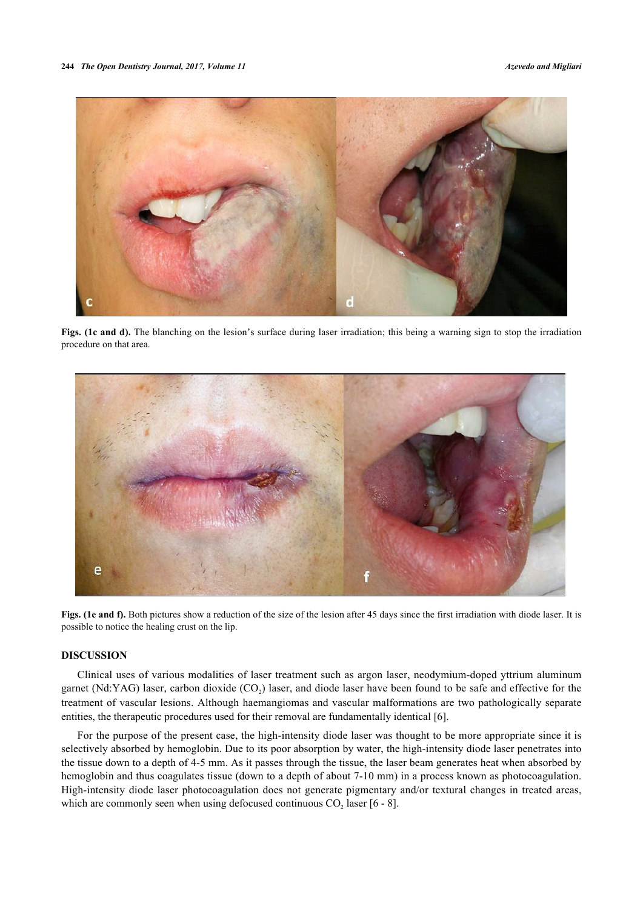**Figs. (1c and d).** The blanching on the lesion's surface during laser irradiation; this being a warning sign to stop the irradiation procedure on that area.

**Figs. (1e and f).** Both pictures show a reduction of the size of the lesion after 45 days since the first irradiation with diode laser. It is possible to notice the healing crust on the lip.

## DISCUSSION

Clinical uses of various modalities of laser treatment such as argon laser, neodymium-doped yttrium aluminum garnet (Nd:YAG) laser, carbon dioxide ($CO_2$) laser, and diode laser have been found to be safe and effective for the treatment of vascular lesions. Although haemangiomas and vascular malformations are two pathologically separate entities, the therapeutic procedures used for their removal are fundamentally identical [6].

For the purpose of the present case, the high-intensity diode laser was thought to be more appropriate since it is selectively absorbed by hemoglobin. Due to its poor absorption by water, the high-intensity diode laser penetrates into the tissue down to a depth of 4-5 mm. As it passes through the tissue, the laser beam generates heat when absorbed by hemoglobin and thus coagulates tissue (down to a depth of about 7-10 mm) in a process known as photocoagulation. High-intensity diode laser photocoagulation does not generate pigmentary and/or textural changes in treated areas, which are commonly seen when using defocused continuous $CO_2$ laser [6 - 8].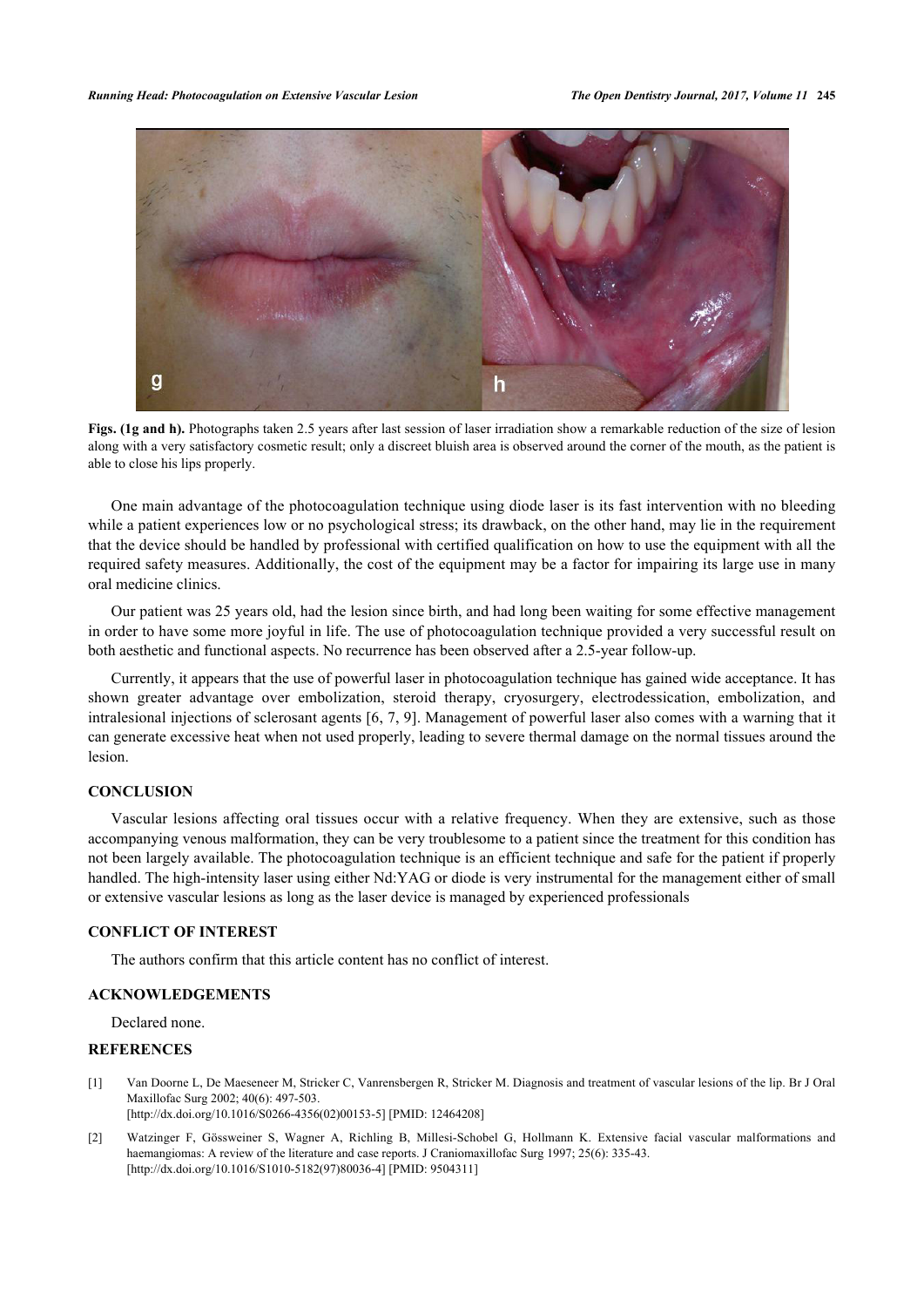**Figs. (1g and h).** Photographs taken 2.5 years after last session of laser irradiation show a remarkable reduction of the size of lesion along with a very satisfactory cosmetic result; only a discreet bluish area is observed around the corner of the mouth, as the patient is able to close his lips properly.

One main advantage of the photocoagulation technique using diode laser is its fast intervention with no bleeding while a patient experiences low or no psychological stress; its drawback, on the other hand, may lie in the requirement that the device should be handled by professional with certified qualification on how to use the equipment with all the required safety measures. Additionally, the cost of the equipment may be a factor for impairing its large use in many oral medicine clinics.

Our patient was 25 years old, had the lesion since birth, and had long been waiting for some effective management in order to have some more joyful in life. The use of photocoagulation technique provided a very successful result on both aesthetic and functional aspects. No recurrence has been observed after a 2.5-year follow-up.

Currently, it appears that the use of powerful laser in photocoagulation technique has gained wide acceptance. It has shown greater advantage over embolization, steroid therapy, cryosurgery, electrodessication, embolization, and intralesional injections of sclerosant agents [6, 7, 9]. Management of powerful laser also comes with a warning that it can generate excessive heat when not used properly, leading to severe thermal damage on the normal tissues around the lesion.

## CONCLUSION

Vascular lesions affecting oral tissues occur with a relative frequency. When they are extensive, such as those accompanying venous malformation, they can be very troublesome to a patient since the treatment for this condition has not been largely available. The photocoagulation technique is an efficient technique and safe for the patient if properly handled. The high-intensity laser using either Nd:YAG or diode is very instrumental for the management either of small or extensive vascular lesions as long as the laser device is managed by experienced professionals

## CONFLICT OF INTEREST

The authors confirm that this article content has no conflict of interest.

## ACKNOWLEDGEMENTS

Declared none.

## REFERENCES

[1] Van Doorne L, De Maeseneer M, Stricker C, Vanrensbergen R, Stricker M. Diagnosis and treatment of vascular lesions of the lip. Br J Oral Maxillofac Surg 2002; 40(6): 497-503. [http://dx.doi.org/10.1016/S0266-4356(02)00153-5] [PMID: 12464208]

[2] Watzinger F, Gössweiner S, Wagner A, Richling B, Millesi-Schobel G, Hollmann K. Extensive facial vascular malformations and haemangiomas: A review of the literature and case reports. J Craniomaxillofac Surg 1997; 25(6): 335-43. [http://dx.doi.org/10.1016/S1010-5182(97)80036-4] [PMID: 9504311]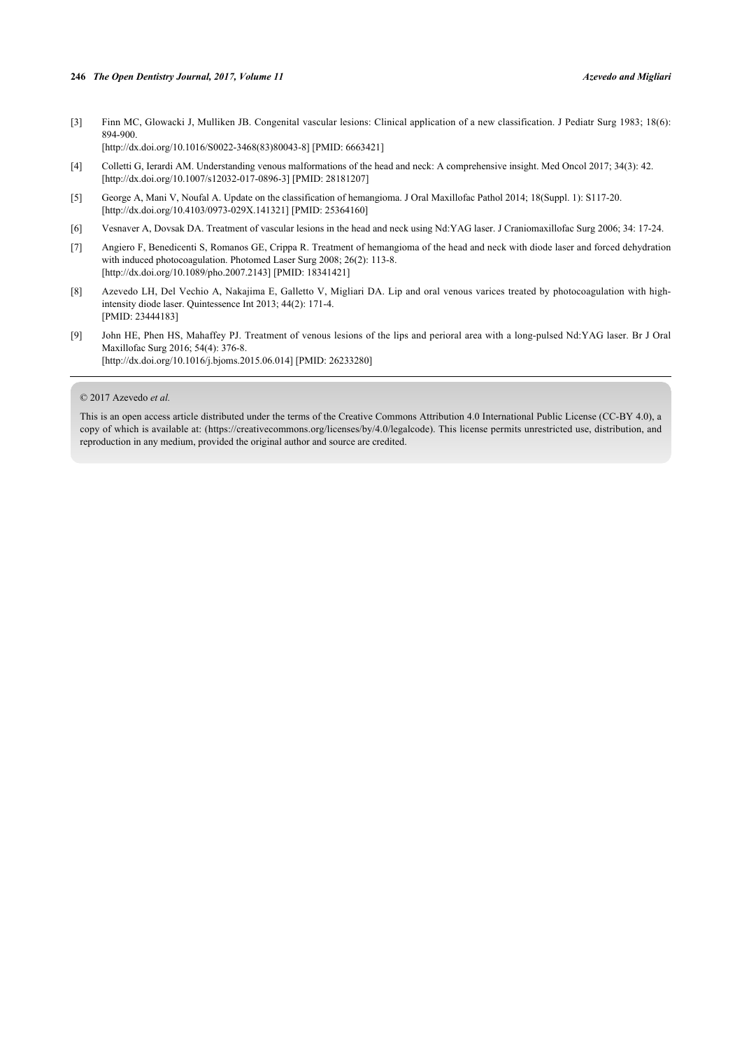[3] Finn MC, Glowacki J, Mulliken JB. Congenital vascular lesions: Clinical application of a new classification. J Pediatr Surg 1983; 18(6): 894-900.
[http://dx.doi.org/10.1016/S0022-3468(83)80043-8] [PMID: 6663421]

[4] Colletti G, Ierardi AM. Understanding venous malformations of the head and neck: A comprehensive insight. Med Oncol 2017; 34(3): 42.
[http://dx.doi.org/10.1007/s12032-017-0896-3] [PMID: 28181207]

[5] George A, Mani V, Noufal A. Update on the classification of hemangioma. J Oral Maxillofac Pathol 2014; 18(Suppl. 1): S117-20.
[http://dx.doi.org/10.4103/0973-029X.141321] [PMID: 25364160]

[6] Vesnaver A, Dovsak DA. Treatment of vascular lesions in the head and neck using Nd:YAG laser. J Craniomaxillofac Surg 2006; 34: 17-24.

[7] Angiero F, Benedicenti S, Romanos GE, Crippa R. Treatment of hemangioma of the head and neck with diode laser and forced dehydration with induced photocoagulation. Photomed Laser Surg 2008; 26(2): 113-8.
[http://dx.doi.org/10.1089/pho.2007.2143] [PMID: 18341421]

[8] Azevedo LH, Del Vechio A, Nakajima E, Galletto V, Migliari DA. Lip and oral venous varices treated by photocoagulation with high-intensity diode laser. Quintessence Int 2013; 44(2): 171-4.
[PMID: 23444183]

[9] John HE, Phen HS, Mahaffey PJ. Treatment of venous lesions of the lips and perioral area with a long-pulsed Nd:YAG laser. Br J Oral Maxillofac Surg 2016; 54(4): 376-8.
[http://dx.doi.org/10.1016/j.bjoms.2015.06.014] [PMID: 26233280]

© 2017 Azevedo *et al.*

This is an open access article distributed under the terms of the Creative Commons Attribution 4.0 International Public License (CC-BY 4.0), a copy of which is available at: (https://creativecommons.org/licenses/by/4.0/legalcode). This license permits unrestricted use, distribution, and reproduction in any medium, provided the original author and source are credited.